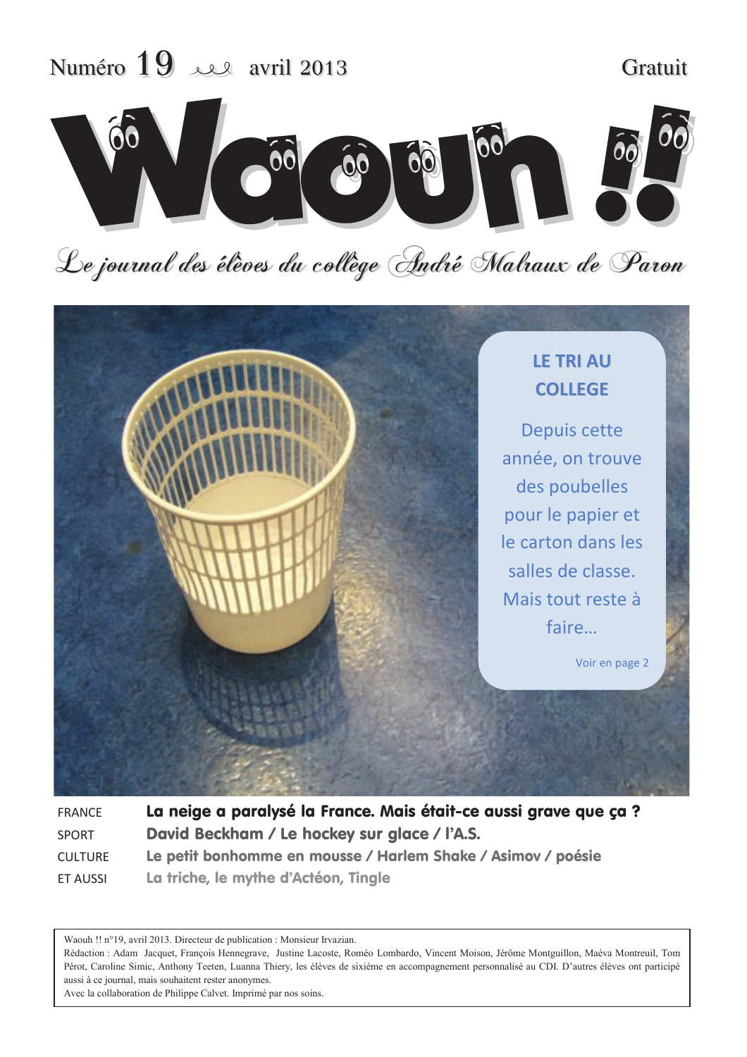Numéro 19 avril 2013 Gratuit

# Waouh !!

*Le journal des élèves du collège André Malraux de Paron*

## LE TRI AU COLLEGE

Depuis cette année, on trouve des poubelles pour le papier et le carton dans les salles de classe. Mais tout reste à faire…

Voir en page 2

| | |
|---|---|
| FRANCE | **La neige a paralysé la France. Mais était-ce aussi grave que ça ?** |
| SPORT | **David Beckham / Le hockey sur glace / l'A.S.** |
| CULTURE | **Le petit bonhomme en mousse / Harlem Shake / Asimov / poésie** |
| ET AUSSI | **La triche, le mythe d'Actéon, Tingle** |

Waouh !! n°19, avril 2013. Directeur de publication : Monsieur Irvazian.
Rédaction : Adam Jacquet, François Hennegrave, Justine Lacoste, Roméo Lombardo, Vincent Moison, Jérôme Montguillon, Maéva Montreuil, Tom Pérot, Caroline Simic, Anthony Teeten, Luanna Thiery, les élèves de sixième en accompagnement personnalisé au CDI. D'autres élèves ont participé aussi à ce journal, mais souhaitent rester anonymes.
Avec la collaboration de Philippe Calvet. Imprimé par nos soins.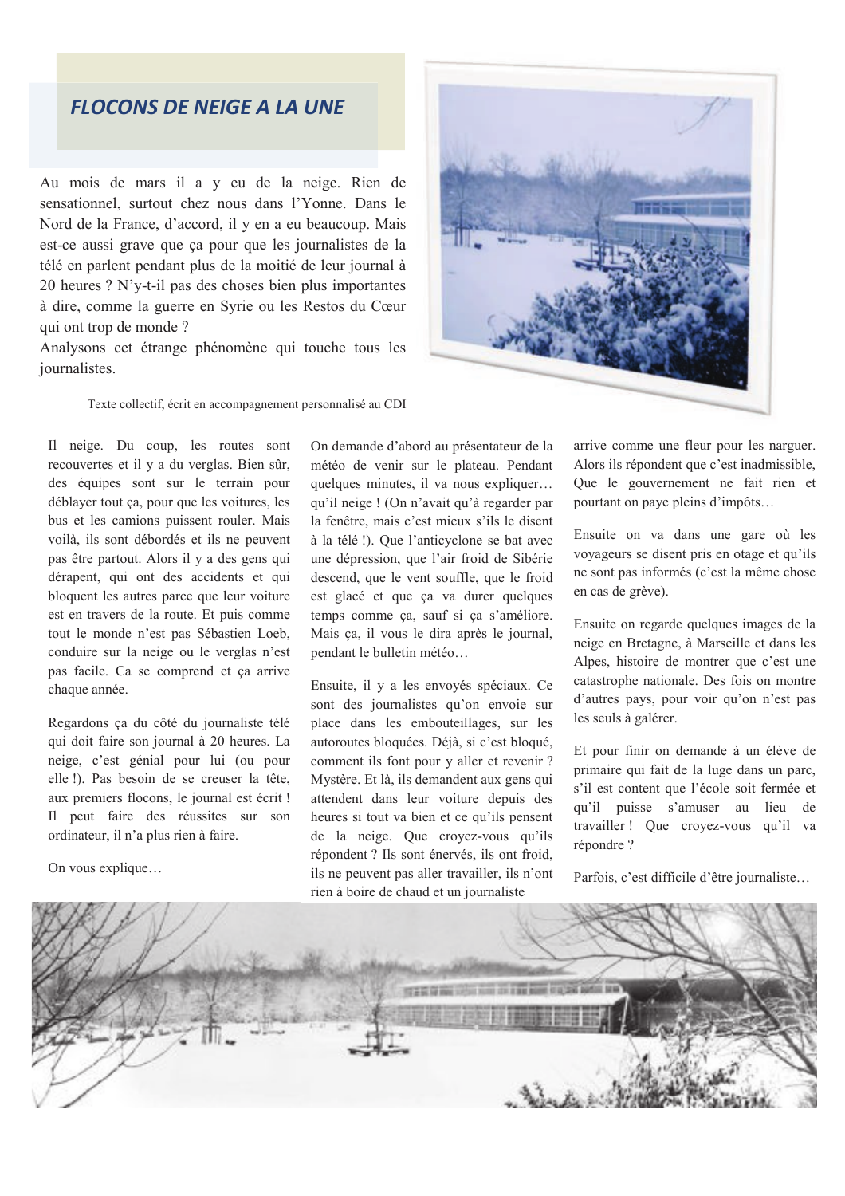# FLOCONS DE NEIGE A LA UNE

Au mois de mars il a y eu de la neige. Rien de sensationnel, surtout chez nous dans l'Yonne. Dans le Nord de la France, d'accord, il y en a eu beaucoup. Mais est-ce aussi grave que ça pour que les journalistes de la télé en parlent pendant plus de la moitié de leur journal à 20 heures ? N'y-t-il pas des choses bien plus importantes à dire, comme la guerre en Syrie ou les Restos du Cœur qui ont trop de monde ?
Analysons cet étrange phénomène qui touche tous les journalistes.

Texte collectif, écrit en accompagnement personnalisé au CDI

Il neige. Du coup, les routes sont recouvertes et il y a du verglas. Bien sûr, des équipes sont sur le terrain pour déblayer tout ça, pour que les voitures, les bus et les camions puissent rouler. Mais voilà, ils sont débordés et ils ne peuvent pas être partout. Alors il y a des gens qui dérapent, qui ont des accidents et qui bloquent les autres parce que leur voiture est en travers de la route. Et puis comme tout le monde n'est pas Sébastien Loeb, conduire sur la neige ou le verglas n'est pas facile. Ca se comprend et ça arrive chaque année.

Regardons ça du côté du journaliste télé qui doit faire son journal à 20 heures. La neige, c'est génial pour lui (ou pour elle !). Pas besoin de se creuser la tête, aux premiers flocons, le journal est écrit ! Il peut faire des réussites sur son ordinateur, il n'a plus rien à faire.

On vous explique…

On demande d'abord au présentateur de la météo de venir sur le plateau. Pendant quelques minutes, il va nous expliquer… qu'il neige ! (On n'avait qu'à regarder par la fenêtre, mais c'est mieux s'ils le disent à la télé !). Que l'anticyclone se bat avec une dépression, que l'air froid de Sibérie descend, que le vent souffle, que le froid est glacé et que ça va durer quelques temps comme ça, sauf si ça s'améliore. Mais ça, il vous le dira après le journal, pendant le bulletin météo…

Ensuite, il y a les envoyés spéciaux. Ce sont des journalistes qu'on envoie sur place dans les embouteillages, sur les autoroutes bloquées. Déjà, si c'est bloqué, comment ils font pour y aller et revenir ? Mystère. Et là, ils demandent aux gens qui attendent dans leur voiture depuis des heures si tout va bien et ce qu'ils pensent de la neige. Que croyez-vous qu'ils répondent ? Ils sont énervés, ils ont froid, ils ne peuvent pas aller travailler, ils n'ont rien à boire de chaud et un journaliste arrive comme une fleur pour les narguer. Alors ils répondent que c'est inadmissible, Que le gouvernement ne fait rien et pourtant on paye pleins d'impôts…

Ensuite on va dans une gare où les voyageurs se disent pris en otage et qu'ils ne sont pas informés (c'est la même chose en cas de grève).

Ensuite on regarde quelques images de la neige en Bretagne, à Marseille et dans les Alpes, histoire de montrer que c'est une catastrophe nationale. Des fois on montre d'autres pays, pour voir qu'on n'est pas les seuls à galérer.

Et pour finir on demande à un élève de primaire qui fait de la luge dans un parc, s'il est content que l'école soit fermée et qu'il puisse s'amuser au lieu de travailler ! Que croyez-vous qu'il va répondre ?

Parfois, c'est difficile d'être journaliste…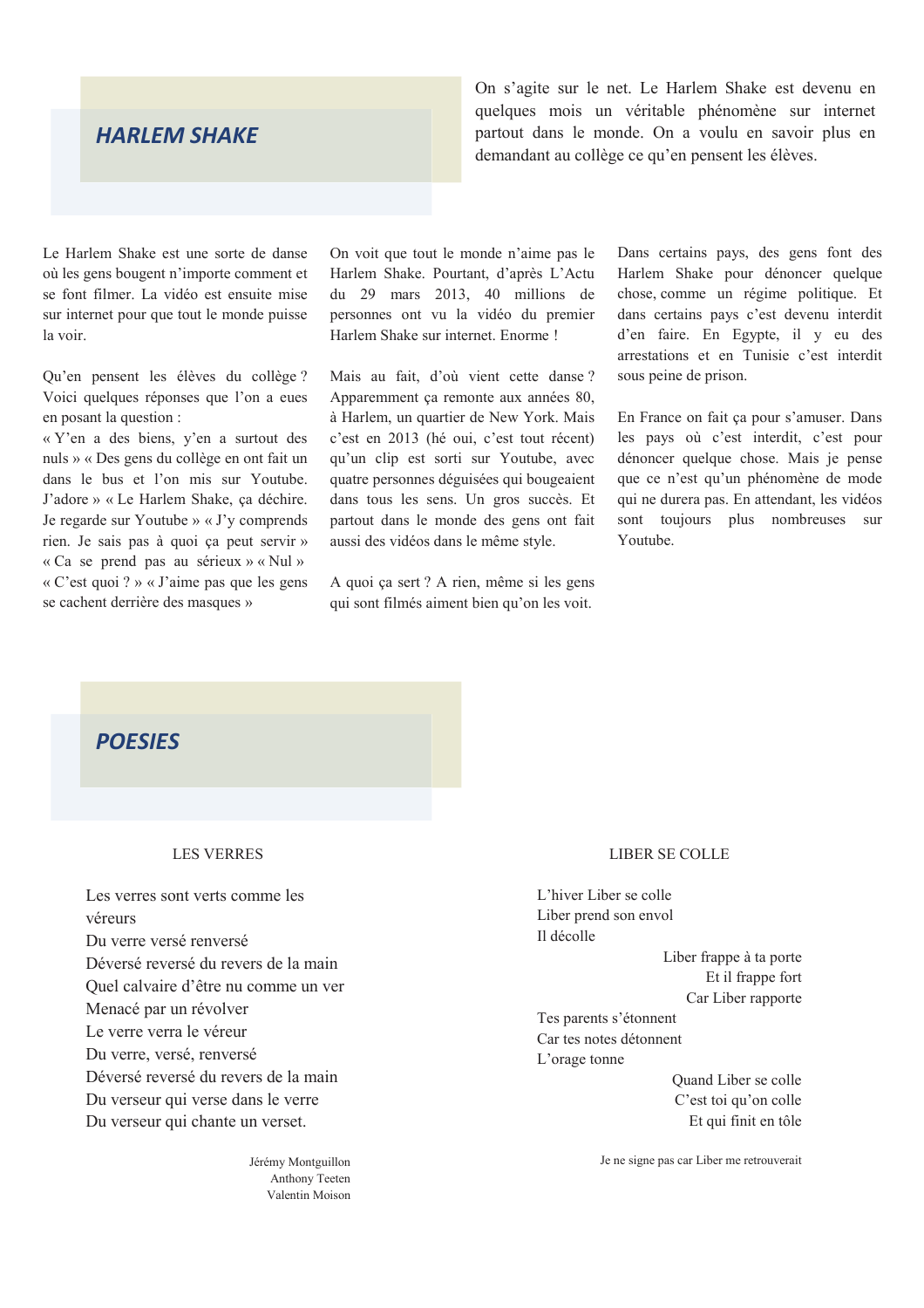## HARLEM SHAKE

On s'agite sur le net. Le Harlem Shake est devenu en quelques mois un véritable phénomène sur internet partout dans le monde. On a voulu en savoir plus en demandant au collège ce qu'en pensent les élèves.

Le Harlem Shake est une sorte de danse où les gens bougent n'importe comment et se font filmer. La vidéo est ensuite mise sur internet pour que tout le monde puisse la voir.

Qu'en pensent les élèves du collège ? Voici quelques réponses que l'on a eues en posant la question :
« Y'en a des biens, y'en a surtout des nuls » « Des gens du collège en ont fait un dans le bus et l'on mis sur Youtube. J'adore » « Le Harlem Shake, ça déchire. Je regarde sur Youtube » « J'y comprends rien. Je sais pas à quoi ça peut servir » « Ca se prend pas au sérieux » « Nul » « C'est quoi ? » « J'aime pas que les gens se cachent derrière des masques »

On voit que tout le monde n'aime pas le Harlem Shake. Pourtant, d'après L'Actu du 29 mars 2013, 40 millions de personnes ont vu la vidéo du premier Harlem Shake sur internet. Enorme !

Mais au fait, d'où vient cette danse ? Apparemment ça remonte aux années 80, à Harlem, un quartier de New York. Mais c'est en 2013 (hé oui, c'est tout récent) qu'un clip est sorti sur Youtube, avec quatre personnes déguisées qui bougeaient dans tous les sens. Un gros succès. Et partout dans le monde des gens ont fait aussi des vidéos dans le même style.

A quoi ça sert ? A rien, même si les gens qui sont filmés aiment bien qu'on les voit.

Dans certains pays, des gens font des Harlem Shake pour dénoncer quelque chose, comme un régime politique. Et dans certains pays c'est devenu interdit d'en faire. En Egypte, il y eu des arrestations et en Tunisie c'est interdit sous peine de prison.

En France on fait ça pour s'amuser. Dans les pays où c'est interdit, c'est pour dénoncer quelque chose. Mais je pense que ce n'est qu'un phénomène de mode qui ne durera pas. En attendant, les vidéos sont toujours plus nombreuses sur Youtube.

## POESIES

### LES VERRES

Les verres sont verts comme les
véreurs
Du verre versé renversé
Déversé reversé du revers de la main
Quel calvaire d'être nu comme un ver
Menacé par un révolver
Le verre verra le véreur
Du verre, versé, renversé
Déversé reversé du revers de la main
Du verseur qui verse dans le verre
Du verseur qui chante un verset.

Jérémy Montguillon
Anthony Teeten
Valentin Moison

### LIBER SE COLLE

L'hiver Liber se colle
Liber prend son envol
Il décolle

Liber frappe à ta porte
Et il frappe fort
Car Liber rapporte

Tes parents s'étonnent
Car tes notes détonnent
L'orage tonne

Quand Liber se colle
C'est toi qu'on colle
Et qui finit en tôle

Je ne signe pas car Liber me retrouverait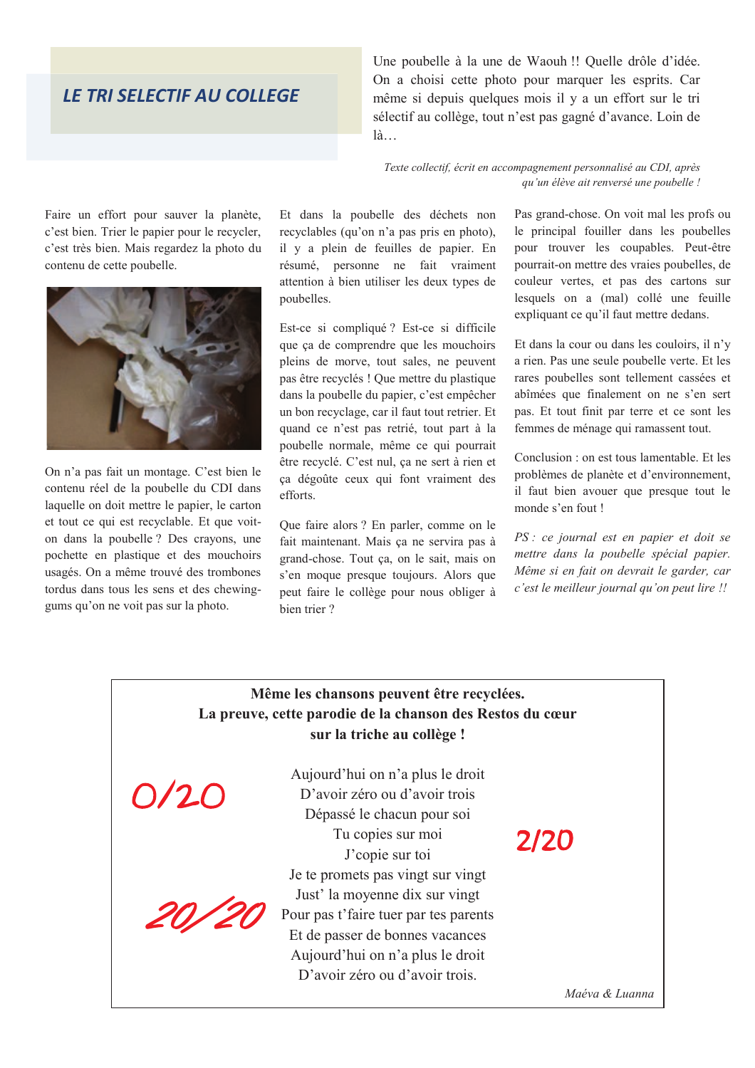# LE TRI SELECTIF AU COLLEGE

Une poubelle à la une de Waouh !! Quelle drôle d'idée. On a choisi cette photo pour marquer les esprits. Car même si depuis quelques mois il y a un effort sur le tri sélectif au collège, tout n'est pas gagné d'avance. Loin de là…

*Texte collectif, écrit en accompagnement personnalisé au CDI, après qu'un élève ait renversé une poubelle !*

Faire un effort pour sauver la planète, c'est bien. Trier le papier pour le recycler, c'est très bien. Mais regardez la photo du contenu de cette poubelle.

On n'a pas fait un montage. C'est bien le contenu réel de la poubelle du CDI dans laquelle on doit mettre le papier, le carton et tout ce qui est recyclable. Et que voit-on dans la poubelle ? Des crayons, une pochette en plastique et des mouchoirs usagés. On a même trouvé des trombones tordus dans tous les sens et des chewing-gums qu'on ne voit pas sur la photo.

Et dans la poubelle des déchets non recyclables (qu'on n'a pas pris en photo), il y a plein de feuilles de papier. En résumé, personne ne fait vraiment attention à bien utiliser les deux types de poubelles.

Est-ce si compliqué ? Est-ce si difficile que ça de comprendre que les mouchoirs pleins de morve, tout sales, ne peuvent pas être recyclés ! Que mettre du plastique dans la poubelle du papier, c'est empêcher un bon recyclage, car il faut tout retrier. Et quand ce n'est pas retrié, tout part à la poubelle normale, même ce qui pourrait être recyclé. C'est nul, ça ne sert à rien et ça dégoûte ceux qui font vraiment des efforts.

Que faire alors ? En parler, comme on le fait maintenant. Mais ça ne servira pas à grand-chose. Tout ça, on le sait, mais on s'en moque presque toujours. Alors que peut faire le collège pour nous obliger à bien trier ?

Pas grand-chose. On voit mal les profs ou le principal fouiller dans les poubelles pour trouver les coupables. Peut-être pourrait-on mettre des vraies poubelles, de couleur vertes, et pas des cartons sur lesquels on a (mal) collé une feuille expliquant ce qu'il faut mettre dedans.

Et dans la cour ou dans les couloirs, il n'y a rien. Pas une seule poubelle verte. Et les rares poubelles sont tellement cassées et abîmées que finalement on ne s'en sert pas. Et tout finit par terre et ce sont les femmes de ménage qui ramassent tout.

Conclusion : on est tous lamentable. Et les problèmes de planète et d'environnement, il faut bien avouer que presque tout le monde s'en fout !

*PS : ce journal est en papier et doit se mettre dans la poubelle spécial papier. Même si en fait on devrait le garder, car c'est le meilleur journal qu'on peut lire !!*

---

**Même les chansons peuvent être recyclées.**
**La preuve, cette parodie de la chanson des Restos du cœur sur la triche au collège !**

0/20 — 2/20 — 20/20

Aujourd'hui on n'a plus le droit
D'avoir zéro ou d'avoir trois
Dépassé le chacun pour soi
Tu copies sur moi
J'copie sur toi
Je te promets pas vingt sur vingt
Just' la moyenne dix sur vingt
Pour pas t'faire tuer par tes parents
Et de passer de bonnes vacances
Aujourd'hui on n'a plus le droit
D'avoir zéro ou d'avoir trois.

*Maéva & Luanna*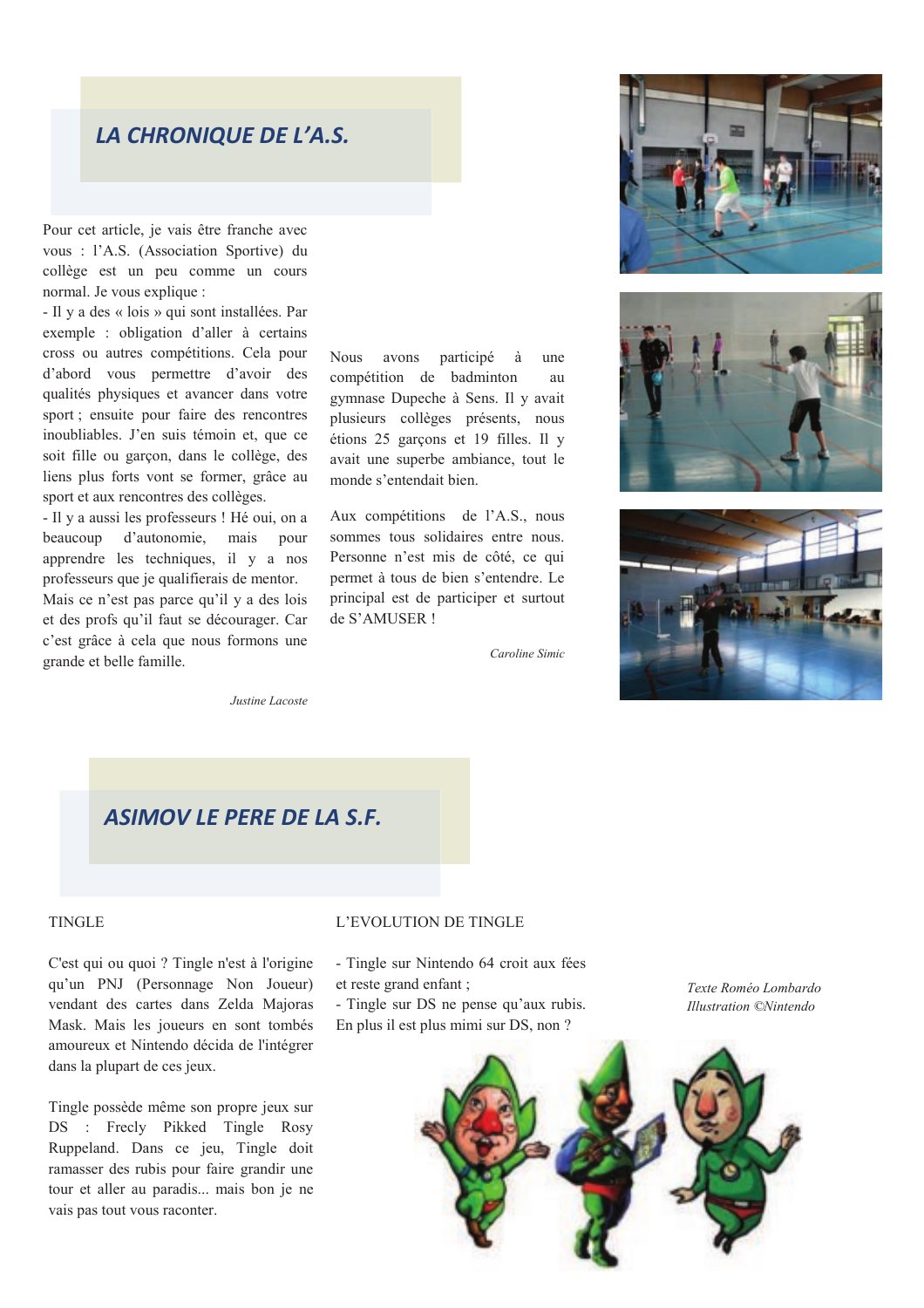## LA CHRONIQUE DE L'A.S.

Pour cet article, je vais être franche avec vous : l'A.S. (Association Sportive) du collège est un peu comme un cours normal. Je vous explique :

- Il y a des « lois » qui sont installées. Par exemple : obligation d'aller à certains cross ou autres compétitions. Cela pour d'abord vous permettre d'avoir des qualités physiques et avancer dans votre sport ; ensuite pour faire des rencontres inoubliables. J'en suis témoin et, que ce soit fille ou garçon, dans le collège, des liens plus forts vont se former, grâce au sport et aux rencontres des collèges.
- Il y a aussi les professeurs ! Hé oui, on a beaucoup d'autonomie, mais pour apprendre les techniques, il y a nos professeurs que je qualifierais de mentor.

Mais ce n'est pas parce qu'il y a des lois et des profs qu'il faut se décourager. Car c'est grâce à cela que nous formons une grande et belle famille.

*Justine Lacoste*

Nous avons participé à une compétition de badminton au gymnase Dupeche à Sens. Il y avait plusieurs collèges présents, nous étions 25 garçons et 19 filles. Il y avait une superbe ambiance, tout le monde s'entendait bien.

Aux compétitions de l'A.S., nous sommes tous solidaires entre nous. Personne n'est mis de côté, ce qui permet à tous de bien s'entendre. Le principal est de participer et surtout de S'AMUSER !

*Caroline Simic*

## ASIMOV LE PERE DE LA S.F.

TINGLE

C'est qui ou quoi ? Tingle n'est à l'origine qu'un PNJ (Personnage Non Joueur) vendant des cartes dans Zelda Majoras Mask. Mais les joueurs en sont tombés amoureux et Nintendo décida de l'intégrer dans la plupart de ces jeux.

Tingle possède même son propre jeux sur DS : Frecly Pikked Tingle Rosy Ruppeland. Dans ce jeu, Tingle doit ramasser des rubis pour faire grandir une tour et aller au paradis... mais bon je ne vais pas tout vous raconter.

L'EVOLUTION DE TINGLE

- Tingle sur Nintendo 64 croit aux fées et reste grand enfant ;
- Tingle sur DS ne pense qu'aux rubis. En plus il est plus mimi sur DS, non ?

*Texte Roméo Lombardo*
*Illustration ©Nintendo*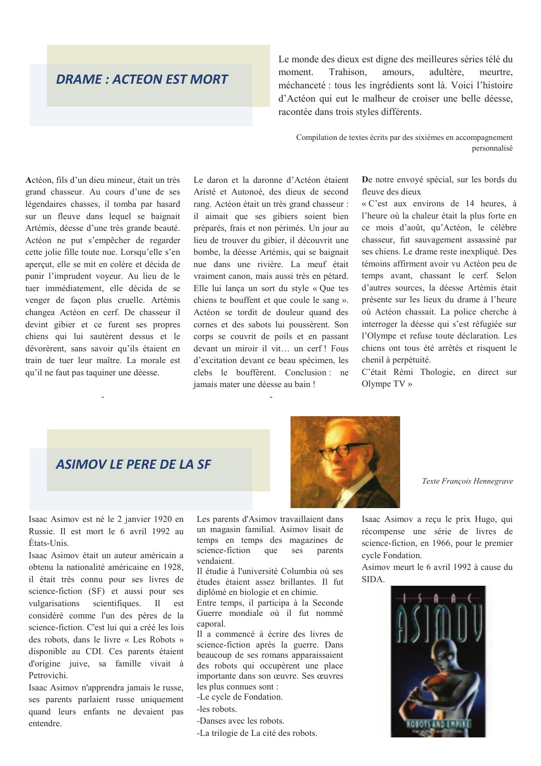## DRAME : ACTEON EST MORT

Le monde des dieux est digne des meilleures séries télé du moment. Trahison, amours, adultère, meurtre, méchanceté : tous les ingrédients sont là. Voici l'histoire d'Actéon qui eut le malheur de croiser une belle déesse, racontée dans trois styles différents.

Compilation de textes écrits par des sixièmes en accompagnement personnalisé

**A**ctéon, fils d'un dieu mineur, était un très grand chasseur. Au cours d'une de ses légendaires chasses, il tomba par hasard sur un fleuve dans lequel se baignait Artémis, déesse d'une très grande beauté. Actéon ne put s'empêcher de regarder cette jolie fille toute nue. Lorsqu'elle s'en aperçut, elle se mit en colère et décida de punir l'imprudent voyeur. Au lieu de le tuer immédiatement, elle décida de se venger de façon plus cruelle. Artémis changea Actéon en cerf. De chasseur il devint gibier et ce furent ses propres chiens qui lui sautèrent dessus et le dévorèrent, sans savoir qu'ils étaient en train de tuer leur maître. La morale est qu'il ne faut pas taquiner une déesse.

-

Le daron et la daronne d'Actéon étaient Aristé et Autonoé, des dieux de second rang. Actéon était un très grand chasseur : il aimait que ses gibiers soient bien préparés, frais et non périmés. Un jour au lieu de trouver du gibier, il découvrit une bombe, la déesse Artémis, qui se baignait nue dans une rivière. La meuf était vraiment canon, mais aussi très en pétard. Elle lui lança un sort du style « Que tes chiens te bouffent et que coule le sang ». Actéon se tordit de douleur quand des cornes et des sabots lui poussèrent. Son corps se couvrit de poils et en passant devant un miroir il vit… un cerf ! Fous d'excitation devant ce beau spécimen, les clebs le bouffèrent. Conclusion : ne jamais mater une déesse au bain !

-

**D**e notre envoyé spécial, sur les bords du fleuve des dieux

« C'est aux environs de 14 heures, à l'heure où la chaleur était la plus forte en ce mois d'août, qu'Actéon, le célèbre chasseur, fut sauvagement assassiné par ses chiens. Le drame reste inexpliqué. Des témoins affirment avoir vu Actéon peu de temps avant, chassant le cerf. Selon d'autres sources, la déesse Artémis était présente sur les lieux du drame à l'heure où Actéon chassait. La police cherche à interroger la déesse qui s'est réfugiée sur l'Olympe et refuse toute déclaration. Les chiens ont tous été arrêtés et risquent le chenil à perpétuité.

C'était Rémi Thologie, en direct sur Olympe TV »

## ASIMOV LE PERE DE LA SF

*Texte François Hennegrave*

Isaac Asimov est né le 2 janvier 1920 en Russie. Il est mort le 6 avril 1992 au États-Unis.

Isaac Asimov était un auteur américain a obtenu la nationalité américaine en 1928, il était très connu pour ses livres de science-fiction (SF) et aussi pour ses vulgarisations scientifiques. Il est considéré comme l'un des pères de la science-fiction. C'est lui qui a créé les lois des robots, dans le livre « Les Robots » disponible au CDI. Ces parents étaient d'origine juive, sa famille vivait à Petrovichi.

Isaac Asimov n'apprendra jamais le russe, ses parents parlaient russe uniquement quand leurs enfants ne devaient pas entendre.

Les parents d'Asimov travaillaient dans un magasin familial. Asimov lisait de temps en temps des magazines de science-fiction que ses parents vendaient.

Il étudie à l'université Columbia où ses études étaient assez brillantes. Il fut diplômé en biologie et en chimie.

Entre temps, il participa à la Seconde Guerre mondiale où il fut nommé caporal.

Il a commencé à écrire des livres de science-fiction après la guerre. Dans beaucoup de ses romans apparaissaient des robots qui occupèrent une place importante dans son œuvre. Ses œuvres les plus connues sont :

-Le cycle de Fondation.

-les robots.

-Danses avec les robots.

-La trilogie de La cité des robots.

Isaac Asimov a reçu le prix Hugo, qui récompense une série de livres de science-fiction, en 1966, pour le premier cycle Fondation.

Asimov meurt le 6 avril 1992 à cause du SIDA.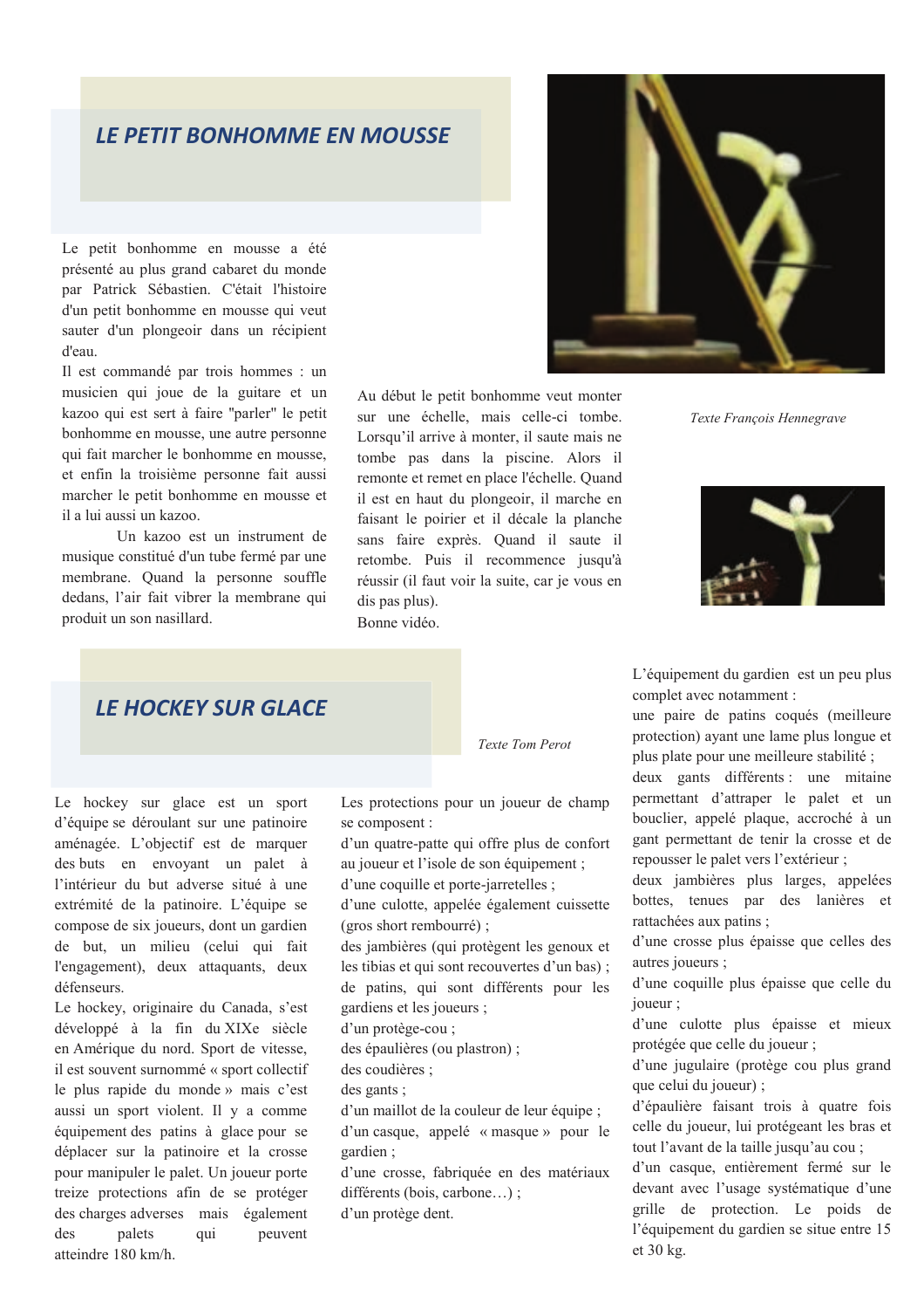## LE PETIT BONHOMME EN MOUSSE

Le petit bonhomme en mousse a été présenté au plus grand cabaret du monde par Patrick Sébastien. C'était l'histoire d'un petit bonhomme en mousse qui veut sauter d'un plongeoir dans un récipient d'eau.

Il est commandé par trois hommes : un musicien qui joue de la guitare et un kazoo qui est sert à faire "parler" le petit bonhomme en mousse, une autre personne qui fait marcher le bonhomme en mousse, et enfin la troisième personne fait aussi marcher le petit bonhomme en mousse et il a lui aussi un kazoo.

Un kazoo est un instrument de musique constitué d'un tube fermé par une membrane. Quand la personne souffle dedans, l'air fait vibrer la membrane qui produit un son nasillard.

Au début le petit bonhomme veut monter sur une échelle, mais celle-ci tombe. Lorsqu'il arrive à monter, il saute mais ne tombe pas dans la piscine. Alors il remonte et remet en place l'échelle. Quand il est en haut du plongeoir, il marche en faisant le poirier et il décale la planche sans faire exprès. Quand il saute il retombe. Puis il recommence jusqu'à réussir (il faut voir la suite, car je vous en dis pas plus).

Bonne vidéo.

*Texte François Hennegrave*

## LE HOCKEY SUR GLACE

*Texte Tom Perot*

Le hockey sur glace est un sport d'équipe se déroulant sur une patinoire aménagée. L'objectif est de marquer des buts en envoyant un palet à l'intérieur du but adverse situé à une extrémité de la patinoire. L'équipe se compose de six joueurs, dont un gardien de but, un milieu (celui qui fait l'engagement), deux attaquants, deux défenseurs.

Le hockey, originaire du Canada, s'est développé à la fin du XIXe siècle en Amérique du nord. Sport de vitesse, il est souvent surnommé « sport collectif le plus rapide du monde » mais c'est aussi un sport violent. Il y a comme équipement des patins à glace pour se déplacer sur la patinoire et la crosse pour manipuler le palet. Un joueur porte treize protections afin de se protéger des charges adverses mais également des palets qui peuvent atteindre 180 km/h.

Les protections pour un joueur de champ se composent :

d'un quatre-patte qui offre plus de confort au joueur et l'isole de son équipement ;

d'une coquille et porte-jarretelles ;

d'une culotte, appelée également cuissette (gros short rembourré) ;

des jambières (qui protègent les genoux et les tibias et qui sont recouvertes d'un bas) ;

de patins, qui sont différents pour les gardiens et les joueurs ;

d'un protège-cou ;

des épaulières (ou plastron) ;

des coudières ;

des gants ;

d'un maillot de la couleur de leur équipe ;

d'un casque, appelé « masque » pour le gardien ;

d'une crosse, fabriquée en des matériaux différents (bois, carbone…) ;

d'un protège dent.

L'équipement du gardien est un peu plus complet avec notamment :

une paire de patins coqués (meilleure protection) ayant une lame plus longue et plus plate pour une meilleure stabilité ;

deux gants différents : une mitaine permettant d'attraper le palet et un bouclier, appelé plaque, accroché à un gant permettant de tenir la crosse et de repousser le palet vers l'extérieur ;

deux jambières plus larges, appelées bottes, tenues par des lanières et rattachées aux patins ;

d'une crosse plus épaisse que celles des autres joueurs ;

d'une coquille plus épaisse que celle du joueur ;

d'une culotte plus épaisse et mieux protégée que celle du joueur ;

d'une jugulaire (protège cou plus grand que celui du joueur) ;

d'épaulière faisant trois à quatre fois celle du joueur, lui protégeant les bras et tout l'avant de la taille jusqu'au cou ;

d'un casque, entièrement fermé sur le devant avec l'usage systématique d'une grille de protection. Le poids de l'équipement du gardien se situe entre 15 et 30 kg.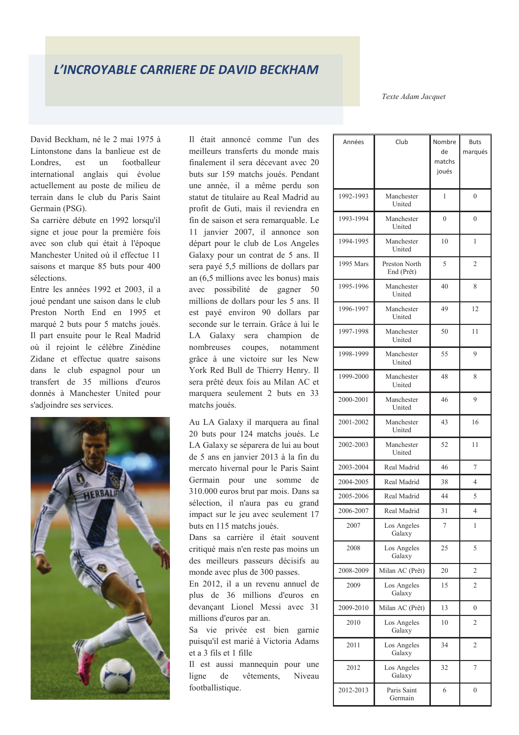# L'INCROYABLE CARRIERE DE DAVID BECKHAM

*Texte Adam Jacquet*

David Beckham, né le 2 mai 1975 à Lintonstone dans la banlieue est de Londres, est un footballeur international anglais qui évolue actuellement au poste de milieu de terrain dans le club du Paris Saint Germain (PSG).

Sa carrière débute en 1992 lorsqu'il signe et joue pour la première fois avec son club qui était à l'époque Manchester United où il effectue 11 saisons et marque 85 buts pour 400 sélections.

Entre les années 1992 et 2003, il a joué pendant une saison dans le club Preston North End en 1995 et marqué 2 buts pour 5 matchs joués. Il part ensuite pour le Real Madrid où il rejoint le célèbre Zinédine Zidane et effectue quatre saisons dans le club espagnol pour un transfert de 35 millions d'euros donnés à Manchester United pour s'adjoindre ses services.

Il était annoncé comme l'un des meilleurs transferts du monde mais finalement il sera décevant avec 20 buts sur 159 matchs joués. Pendant une année, il a même perdu son statut de titulaire au Real Madrid au profit de Guti, mais il reviendra en fin de saison et sera remarquable. Le 11 janvier 2007, il annonce son départ pour le club de Los Angeles Galaxy pour un contrat de 5 ans. Il sera payé 5,5 millions de dollars par an (6,5 millions avec les bonus) mais avec possibilité de gagner 50 millions de dollars pour les 5 ans. Il est payé environ 90 dollars par seconde sur le terrain. Grâce à lui le LA Galaxy sera champion de nombreuses coupes, notamment grâce à une victoire sur les New York Red Bull de Thierry Henry. Il sera prêté deux fois au Milan AC et marquera seulement 2 buts en 33 matchs joués.

Au LA Galaxy il marquera au final 20 buts pour 124 matchs joués. Le LA Galaxy se séparera de lui au bout de 5 ans en janvier 2013 à la fin du mercato hivernal pour le Paris Saint Germain pour une somme de 310.000 euros brut par mois. Dans sa sélection, il n'aura pas eu grand impact sur le jeu avec seulement 17 buts en 115 matchs joués.

Dans sa carrière il était souvent critiqué mais n'en reste pas moins un des meilleurs passeurs décisifs au monde avec plus de 300 passes.

En 2012, il a un revenu annuel de plus de 36 millions d'euros en devançant Lionel Messi avec 31 millions d'euros par an.

Sa vie privée est bien garnie puisqu'il est marié à Victoria Adams et a 3 fils et 1 fille

Il est aussi mannequin pour une ligne de vêtements, Niveau footballistique.

| Années | Club | Nombre de matchs joués | Buts marqués |
|---|---|---|---|
| 1992-1993 | Manchester United | 1 | 0 |
| 1993-1994 | Manchester United | 0 | 0 |
| 1994-1995 | Manchester United | 10 | 1 |
| 1995 Mars | Preston North End (Prêt) | 5 | 2 |
| 1995-1996 | Manchester United | 40 | 8 |
| 1996-1997 | Manchester United | 49 | 12 |
| 1997-1998 | Manchester United | 50 | 11 |
| 1998-1999 | Manchester United | 55 | 9 |
| 1999-2000 | Manchester United | 48 | 8 |
| 2000-2001 | Manchester United | 46 | 9 |
| 2001-2002 | Manchester United | 43 | 16 |
| 2002-2003 | Manchester United | 52 | 11 |
| 2003-2004 | Real Madrid | 46 | 7 |
| 2004-2005 | Real Madrid | 38 | 4 |
| 2005-2006 | Real Madrid | 44 | 5 |
| 2006-2007 | Real Madrid | 31 | 4 |
| 2007 | Los Angeles Galaxy | 7 | 1 |
| 2008 | Los Angeles Galaxy | 25 | 5 |
| 2008-2009 | Milan AC (Prêt) | 20 | 2 |
| 2009 | Los Angeles Galaxy | 15 | 2 |
| 2009-2010 | Milan AC (Prêt) | 13 | 0 |
| 2010 | Los Angeles Galaxy | 10 | 2 |
| 2011 | Los Angeles Galaxy | 34 | 2 |
| 2012 | Los Angeles Galaxy | 32 | 7 |
| 2012-2013 | Paris Saint Germain | 6 | 0 |